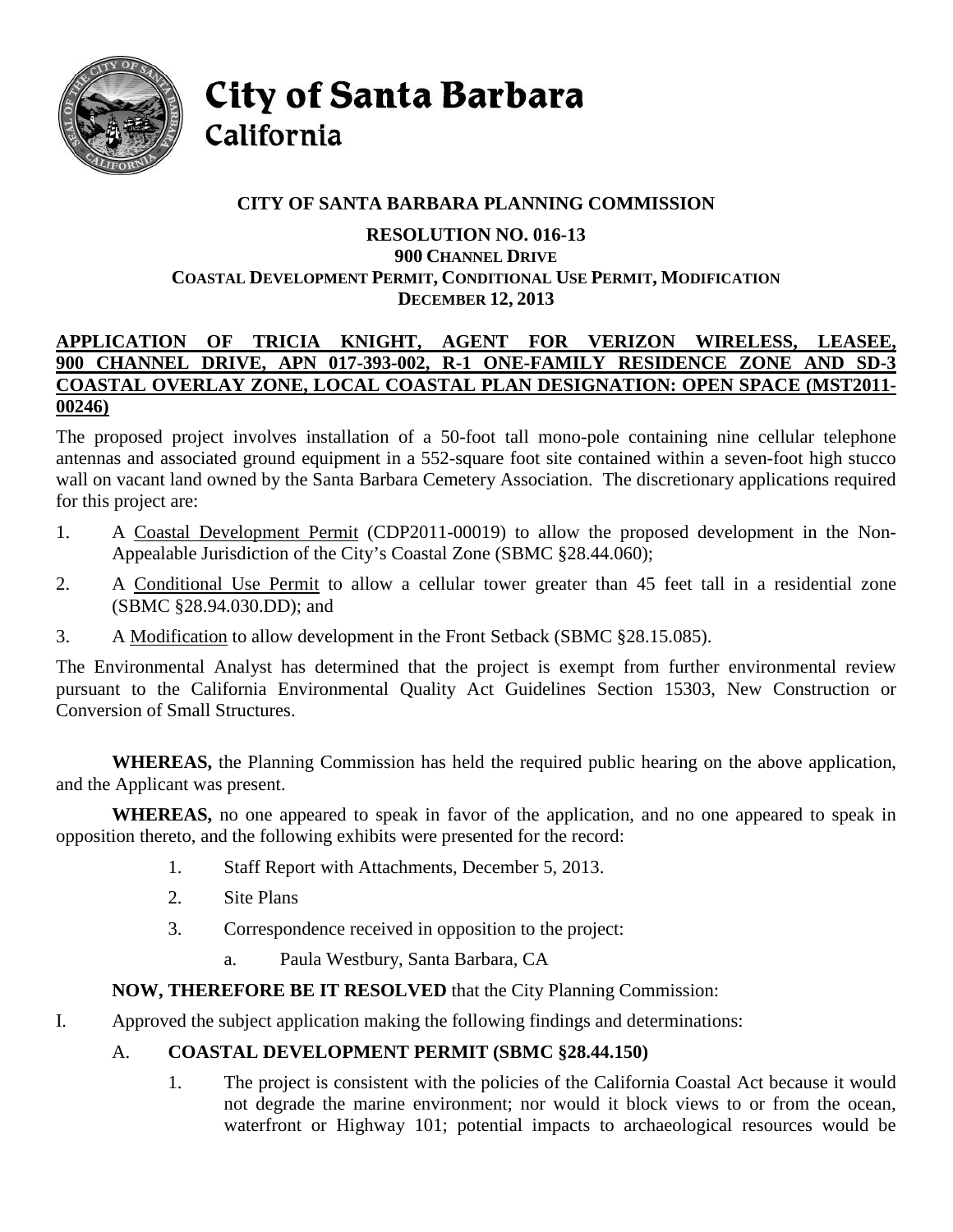# City of Santa Barbara
## California

**CITY OF SANTA BARBARA PLANNING COMMISSION**

**RESOLUTION NO. 016-13**
**900 CHANNEL DRIVE**
**COASTAL DEVELOPMENT PERMIT, CONDITIONAL USE PERMIT, MODIFICATION**
**DECEMBER 12, 2013**

**APPLICATION OF TRICIA KNIGHT, AGENT FOR VERIZON WIRELESS, LEASEE, 900 CHANNEL DRIVE, APN 017-393-002, R-1 ONE-FAMILY RESIDENCE ZONE AND SD-3 COASTAL OVERLAY ZONE, LOCAL COASTAL PLAN DESIGNATION: OPEN SPACE (MST2011-00246)**

The proposed project involves installation of a 50-foot tall mono-pole containing nine cellular telephone antennas and associated ground equipment in a 552-square foot site contained within a seven-foot high stucco wall on vacant land owned by the Santa Barbara Cemetery Association. The discretionary applications required for this project are:

1. A Coastal Development Permit (CDP2011-00019) to allow the proposed development in the Non-Appealable Jurisdiction of the City's Coastal Zone (SBMC §28.44.060);
2. A Conditional Use Permit to allow a cellular tower greater than 45 feet tall in a residential zone (SBMC §28.94.030.DD); and
3. A Modification to allow development in the Front Setback (SBMC §28.15.085).

The Environmental Analyst has determined that the project is exempt from further environmental review pursuant to the California Environmental Quality Act Guidelines Section 15303, New Construction or Conversion of Small Structures.

**WHEREAS,** the Planning Commission has held the required public hearing on the above application, and the Applicant was present.

**WHEREAS,** no one appeared to speak in favor of the application, and no one appeared to speak in opposition thereto, and the following exhibits were presented for the record:

1. Staff Report with Attachments, December 5, 2013.
2. Site Plans
3. Correspondence received in opposition to the project:
    a. Paula Westbury, Santa Barbara, CA

**NOW, THEREFORE BE IT RESOLVED** that the City Planning Commission:

I. Approved the subject application making the following findings and determinations:

   A. **COASTAL DEVELOPMENT PERMIT (SBMC §28.44.150)**

      1. The project is consistent with the policies of the California Coastal Act because it would not degrade the marine environment; nor would it block views to or from the ocean, waterfront or Highway 101; potential impacts to archaeological resources would be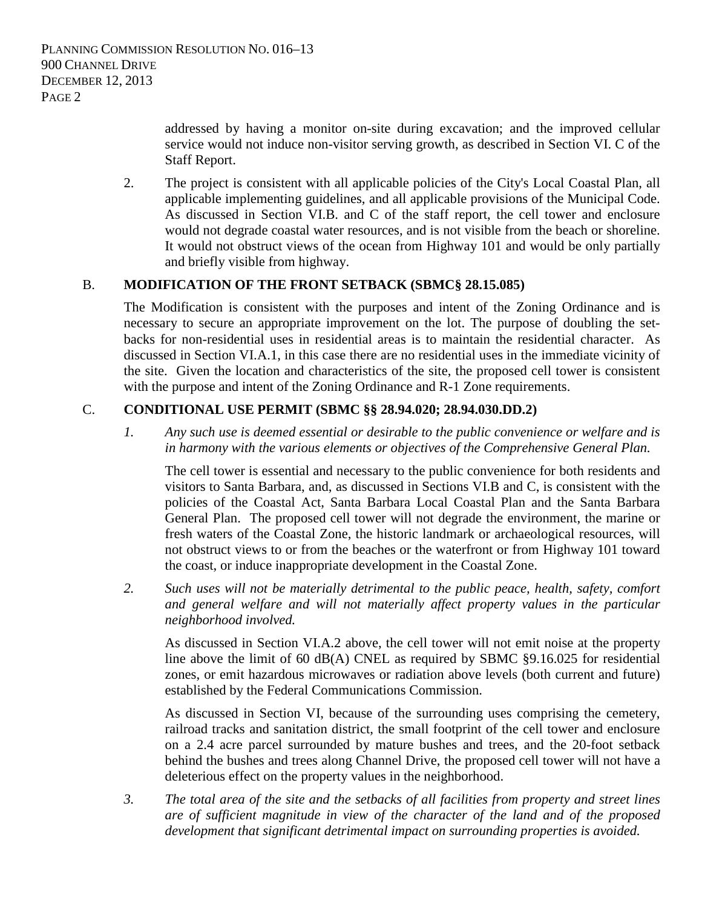addressed by having a monitor on-site during excavation; and the improved cellular service would not induce non-visitor serving growth, as described in Section VI. C of the Staff Report.

2. The project is consistent with all applicable policies of the City's Local Coastal Plan, all applicable implementing guidelines, and all applicable provisions of the Municipal Code. As discussed in Section VI.B. and C of the staff report, the cell tower and enclosure would not degrade coastal water resources, and is not visible from the beach or shoreline. It would not obstruct views of the ocean from Highway 101 and would be only partially and briefly visible from highway.

B. **MODIFICATION OF THE FRONT SETBACK (SBMC§ 28.15.085)**

The Modification is consistent with the purposes and intent of the Zoning Ordinance and is necessary to secure an appropriate improvement on the lot. The purpose of doubling the setbacks for non-residential uses in residential areas is to maintain the residential character. As discussed in Section VI.A.1, in this case there are no residential uses in the immediate vicinity of the site. Given the location and characteristics of the site, the proposed cell tower is consistent with the purpose and intent of the Zoning Ordinance and R-1 Zone requirements.

C. **CONDITIONAL USE PERMIT (SBMC §§ 28.94.020; 28.94.030.DD.2)**

1. *Any such use is deemed essential or desirable to the public convenience or welfare and is in harmony with the various elements or objectives of the Comprehensive General Plan.*

   The cell tower is essential and necessary to the public convenience for both residents and visitors to Santa Barbara, and, as discussed in Sections VI.B and C, is consistent with the policies of the Coastal Act, Santa Barbara Local Coastal Plan and the Santa Barbara General Plan. The proposed cell tower will not degrade the environment, the marine or fresh waters of the Coastal Zone, the historic landmark or archaeological resources, will not obstruct views to or from the beaches or the waterfront or from Highway 101 toward the coast, or induce inappropriate development in the Coastal Zone.

2. *Such uses will not be materially detrimental to the public peace, health, safety, comfort and general welfare and will not materially affect property values in the particular neighborhood involved.*

   As discussed in Section VI.A.2 above, the cell tower will not emit noise at the property line above the limit of 60 dB(A) CNEL as required by SBMC §9.16.025 for residential zones, or emit hazardous microwaves or radiation above levels (both current and future) established by the Federal Communications Commission.

   As discussed in Section VI, because of the surrounding uses comprising the cemetery, railroad tracks and sanitation district, the small footprint of the cell tower and enclosure on a 2.4 acre parcel surrounded by mature bushes and trees, and the 20-foot setback behind the bushes and trees along Channel Drive, the proposed cell tower will not have a deleterious effect on the property values in the neighborhood.

3. *The total area of the site and the setbacks of all facilities from property and street lines are of sufficient magnitude in view of the character of the land and of the proposed development that significant detrimental impact on surrounding properties is avoided.*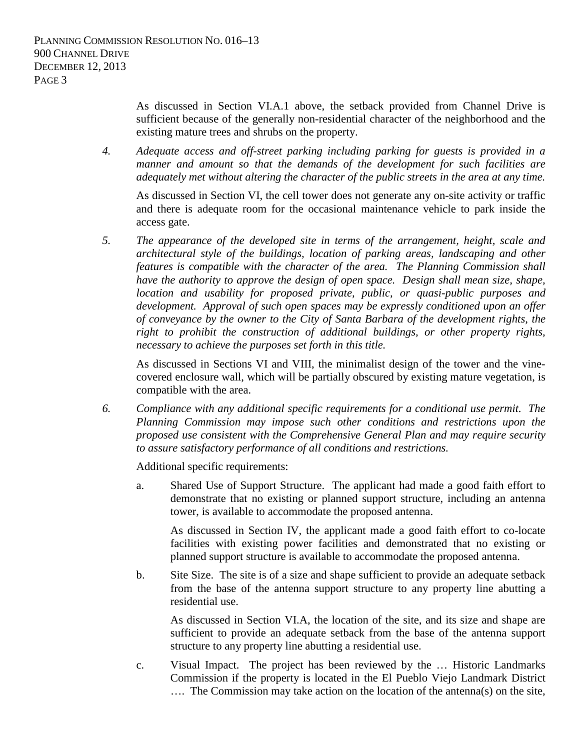As discussed in Section VI.A.1 above, the setback provided from Channel Drive is sufficient because of the generally non-residential character of the neighborhood and the existing mature trees and shrubs on the property.

4. *Adequate access and off-street parking including parking for guests is provided in a manner and amount so that the demands of the development for such facilities are adequately met without altering the character of the public streets in the area at any time.*

   As discussed in Section VI, the cell tower does not generate any on-site activity or traffic and there is adequate room for the occasional maintenance vehicle to park inside the access gate.

5. *The appearance of the developed site in terms of the arrangement, height, scale and architectural style of the buildings, location of parking areas, landscaping and other features is compatible with the character of the area. The Planning Commission shall have the authority to approve the design of open space. Design shall mean size, shape, location and usability for proposed private, public, or quasi-public purposes and development. Approval of such open spaces may be expressly conditioned upon an offer of conveyance by the owner to the City of Santa Barbara of the development rights, the right to prohibit the construction of additional buildings, or other property rights, necessary to achieve the purposes set forth in this title.*

   As discussed in Sections VI and VIII, the minimalist design of the tower and the vine-covered enclosure wall, which will be partially obscured by existing mature vegetation, is compatible with the area.

6. *Compliance with any additional specific requirements for a conditional use permit. The Planning Commission may impose such other conditions and restrictions upon the proposed use consistent with the Comprehensive General Plan and may require security to assure satisfactory performance of all conditions and restrictions.*

   Additional specific requirements:

   a. Shared Use of Support Structure. The applicant had made a good faith effort to demonstrate that no existing or planned support structure, including an antenna tower, is available to accommodate the proposed antenna.

      As discussed in Section IV, the applicant made a good faith effort to co-locate facilities with existing power facilities and demonstrated that no existing or planned support structure is available to accommodate the proposed antenna.

   b. Site Size. The site is of a size and shape sufficient to provide an adequate setback from the base of the antenna support structure to any property line abutting a residential use.

      As discussed in Section VI.A, the location of the site, and its size and shape are sufficient to provide an adequate setback from the base of the antenna support structure to any property line abutting a residential use.

   c. Visual Impact. The project has been reviewed by the … Historic Landmarks Commission if the property is located in the El Pueblo Viejo Landmark District …. The Commission may take action on the location of the antenna(s) on the site,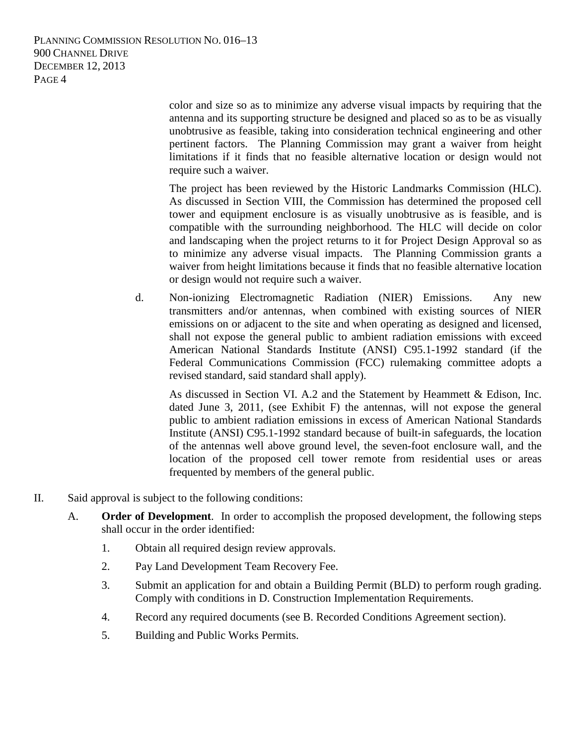color and size so as to minimize any adverse visual impacts by requiring that the antenna and its supporting structure be designed and placed so as to be as visually unobtrusive as feasible, taking into consideration technical engineering and other pertinent factors. The Planning Commission may grant a waiver from height limitations if it finds that no feasible alternative location or design would not require such a waiver.

The project has been reviewed by the Historic Landmarks Commission (HLC). As discussed in Section VIII, the Commission has determined the proposed cell tower and equipment enclosure is as visually unobtrusive as is feasible, and is compatible with the surrounding neighborhood. The HLC will decide on color and landscaping when the project returns to it for Project Design Approval so as to minimize any adverse visual impacts. The Planning Commission grants a waiver from height limitations because it finds that no feasible alternative location or design would not require such a waiver.

d. Non-ionizing Electromagnetic Radiation (NIER) Emissions. Any new transmitters and/or antennas, when combined with existing sources of NIER emissions on or adjacent to the site and when operating as designed and licensed, shall not expose the general public to ambient radiation emissions with exceed American National Standards Institute (ANSI) C95.1-1992 standard (if the Federal Communications Commission (FCC) rulemaking committee adopts a revised standard, said standard shall apply).

As discussed in Section VI. A.2 and the Statement by Heammett & Edison, Inc. dated June 3, 2011, (see Exhibit F) the antennas, will not expose the general public to ambient radiation emissions in excess of American National Standards Institute (ANSI) C95.1-1992 standard because of built-in safeguards, the location of the antennas well above ground level, the seven-foot enclosure wall, and the location of the proposed cell tower remote from residential uses or areas frequented by members of the general public.

II. Said approval is subject to the following conditions:

A. **Order of Development**. In order to accomplish the proposed development, the following steps shall occur in the order identified:

1. Obtain all required design review approvals.
2. Pay Land Development Team Recovery Fee.
3. Submit an application for and obtain a Building Permit (BLD) to perform rough grading. Comply with conditions in D. Construction Implementation Requirements.
4. Record any required documents (see B. Recorded Conditions Agreement section).
5. Building and Public Works Permits.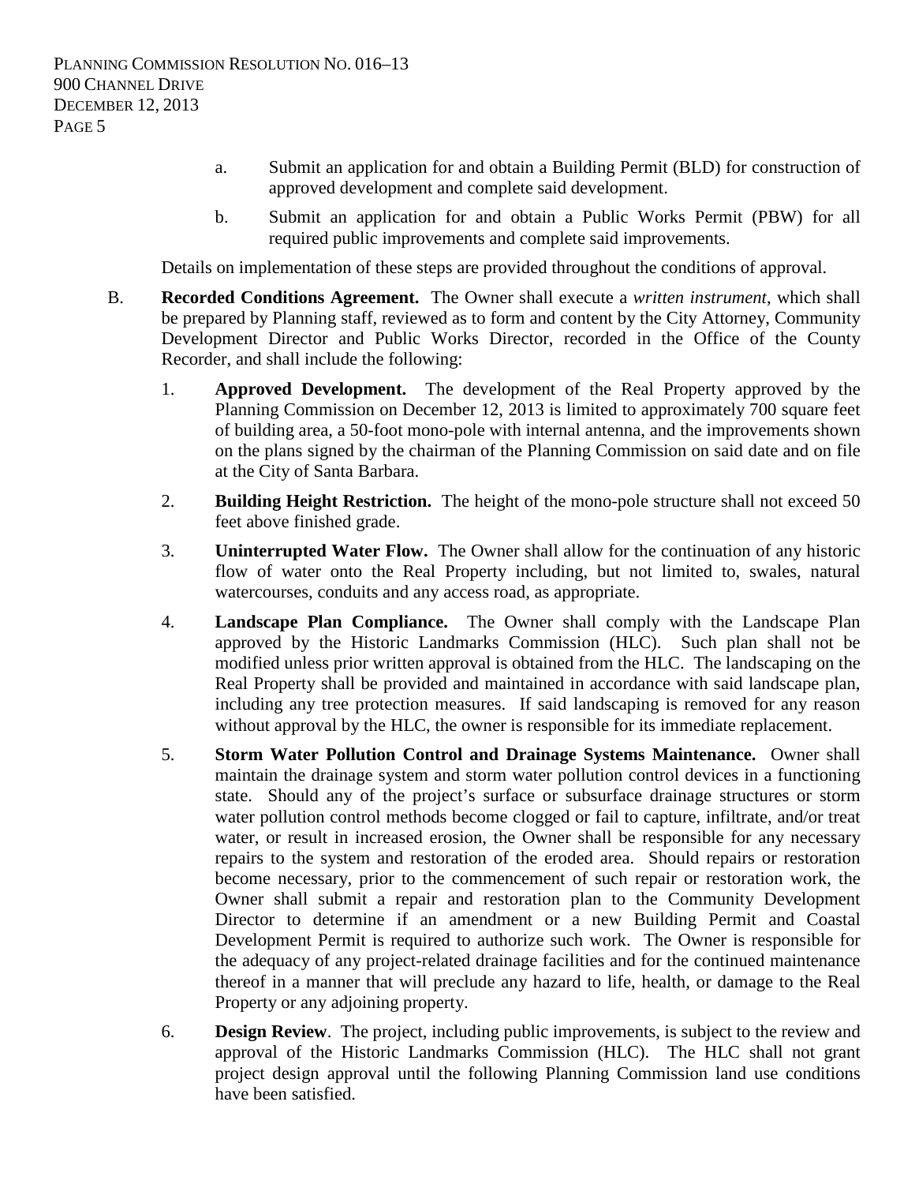a. Submit an application for and obtain a Building Permit (BLD) for construction of approved development and complete said development.

b. Submit an application for and obtain a Public Works Permit (PBW) for all required public improvements and complete said improvements.

Details on implementation of these steps are provided throughout the conditions of approval.

B. **Recorded Conditions Agreement.** The Owner shall execute a *written instrument*, which shall be prepared by Planning staff, reviewed as to form and content by the City Attorney, Community Development Director and Public Works Director, recorded in the Office of the County Recorder, and shall include the following:

1. **Approved Development.** The development of the Real Property approved by the Planning Commission on December 12, 2013 is limited to approximately 700 square feet of building area, a 50-foot mono-pole with internal antenna, and the improvements shown on the plans signed by the chairman of the Planning Commission on said date and on file at the City of Santa Barbara.

2. **Building Height Restriction.** The height of the mono-pole structure shall not exceed 50 feet above finished grade.

3. **Uninterrupted Water Flow.** The Owner shall allow for the continuation of any historic flow of water onto the Real Property including, but not limited to, swales, natural watercourses, conduits and any access road, as appropriate.

4. **Landscape Plan Compliance.** The Owner shall comply with the Landscape Plan approved by the Historic Landmarks Commission (HLC). Such plan shall not be modified unless prior written approval is obtained from the HLC. The landscaping on the Real Property shall be provided and maintained in accordance with said landscape plan, including any tree protection measures. If said landscaping is removed for any reason without approval by the HLC, the owner is responsible for its immediate replacement.

5. **Storm Water Pollution Control and Drainage Systems Maintenance.** Owner shall maintain the drainage system and storm water pollution control devices in a functioning state. Should any of the project's surface or subsurface drainage structures or storm water pollution control methods become clogged or fail to capture, infiltrate, and/or treat water, or result in increased erosion, the Owner shall be responsible for any necessary repairs to the system and restoration of the eroded area. Should repairs or restoration become necessary, prior to the commencement of such repair or restoration work, the Owner shall submit a repair and restoration plan to the Community Development Director to determine if an amendment or a new Building Permit and Coastal Development Permit is required to authorize such work. The Owner is responsible for the adequacy of any project-related drainage facilities and for the continued maintenance thereof in a manner that will preclude any hazard to life, health, or damage to the Real Property or any adjoining property.

6. **Design Review**. The project, including public improvements, is subject to the review and approval of the Historic Landmarks Commission (HLC). The HLC shall not grant project design approval until the following Planning Commission land use conditions have been satisfied.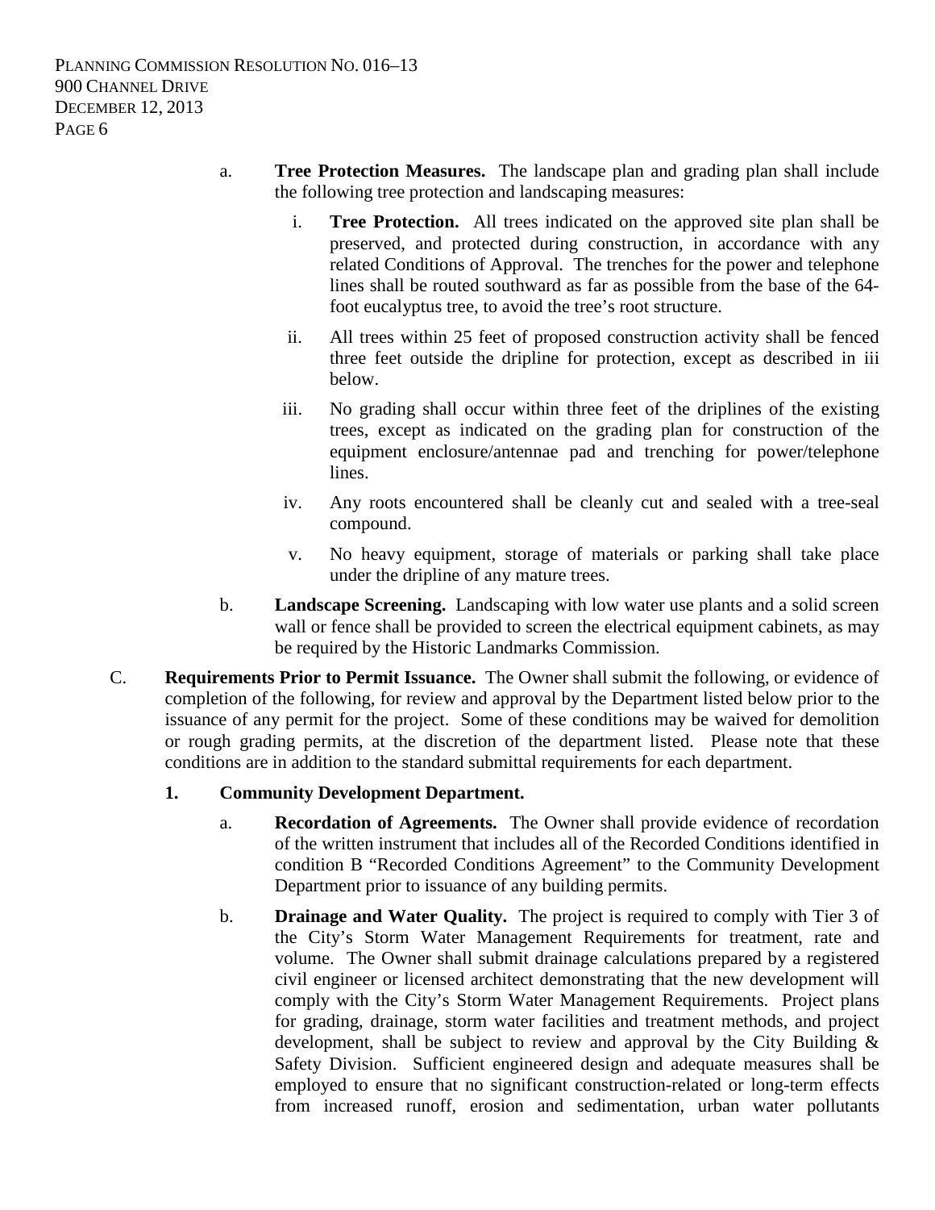a. **Tree Protection Measures.** The landscape plan and grading plan shall include the following tree protection and landscaping measures:

   i. **Tree Protection.** All trees indicated on the approved site plan shall be preserved, and protected during construction, in accordance with any related Conditions of Approval. The trenches for the power and telephone lines shall be routed southward as far as possible from the base of the 64-foot eucalyptus tree, to avoid the tree's root structure.

   ii. All trees within 25 feet of proposed construction activity shall be fenced three feet outside the dripline for protection, except as described in iii below.

   iii. No grading shall occur within three feet of the driplines of the existing trees, except as indicated on the grading plan for construction of the equipment enclosure/antennae pad and trenching for power/telephone lines.

   iv. Any roots encountered shall be cleanly cut and sealed with a tree-seal compound.

   v. No heavy equipment, storage of materials or parking shall take place under the dripline of any mature trees.

b. **Landscape Screening.** Landscaping with low water use plants and a solid screen wall or fence shall be provided to screen the electrical equipment cabinets, as may be required by the Historic Landmarks Commission.

C. **Requirements Prior to Permit Issuance.** The Owner shall submit the following, or evidence of completion of the following, for review and approval by the Department listed below prior to the issuance of any permit for the project. Some of these conditions may be waived for demolition or rough grading permits, at the discretion of the department listed. Please note that these conditions are in addition to the standard submittal requirements for each department.

**1. Community Development Department.**

a. **Recordation of Agreements.** The Owner shall provide evidence of recordation of the written instrument that includes all of the Recorded Conditions identified in condition B "Recorded Conditions Agreement" to the Community Development Department prior to issuance of any building permits.

b. **Drainage and Water Quality.** The project is required to comply with Tier 3 of the City's Storm Water Management Requirements for treatment, rate and volume. The Owner shall submit drainage calculations prepared by a registered civil engineer or licensed architect demonstrating that the new development will comply with the City's Storm Water Management Requirements. Project plans for grading, drainage, storm water facilities and treatment methods, and project development, shall be subject to review and approval by the City Building & Safety Division. Sufficient engineered design and adequate measures shall be employed to ensure that no significant construction-related or long-term effects from increased runoff, erosion and sedimentation, urban water pollutants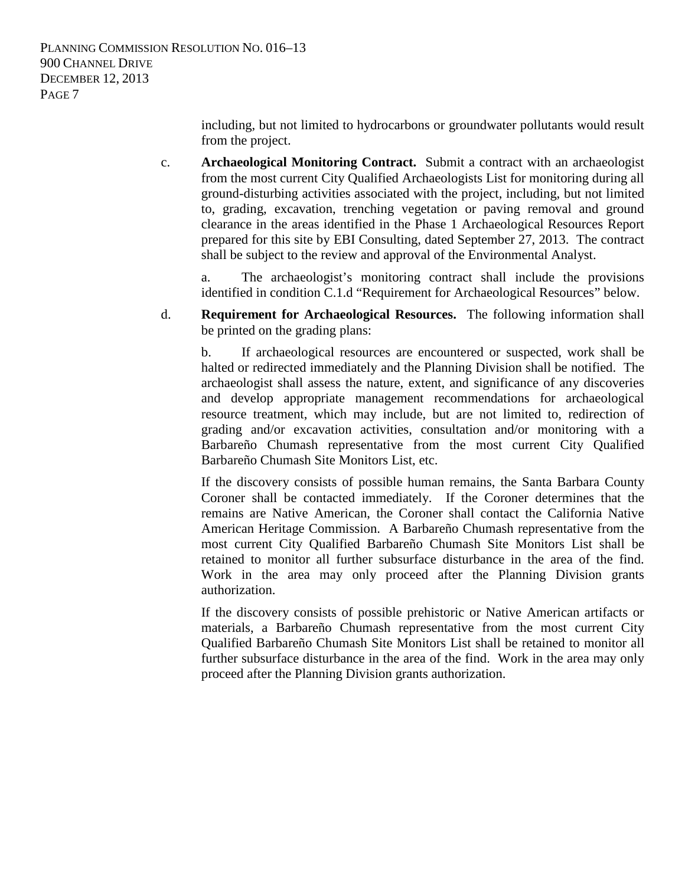including, but not limited to hydrocarbons or groundwater pollutants would result from the project.

c. **Archaeological Monitoring Contract.** Submit a contract with an archaeologist from the most current City Qualified Archaeologists List for monitoring during all ground-disturbing activities associated with the project, including, but not limited to, grading, excavation, trenching vegetation or paving removal and ground clearance in the areas identified in the Phase 1 Archaeological Resources Report prepared for this site by EBI Consulting, dated September 27, 2013. The contract shall be subject to the review and approval of the Environmental Analyst.

a. The archaeologist's monitoring contract shall include the provisions identified in condition C.1.d "Requirement for Archaeological Resources" below.

d. **Requirement for Archaeological Resources.** The following information shall be printed on the grading plans:

b. If archaeological resources are encountered or suspected, work shall be halted or redirected immediately and the Planning Division shall be notified. The archaeologist shall assess the nature, extent, and significance of any discoveries and develop appropriate management recommendations for archaeological resource treatment, which may include, but are not limited to, redirection of grading and/or excavation activities, consultation and/or monitoring with a Barbareño Chumash representative from the most current City Qualified Barbareño Chumash Site Monitors List, etc.

If the discovery consists of possible human remains, the Santa Barbara County Coroner shall be contacted immediately. If the Coroner determines that the remains are Native American, the Coroner shall contact the California Native American Heritage Commission. A Barbareño Chumash representative from the most current City Qualified Barbareño Chumash Site Monitors List shall be retained to monitor all further subsurface disturbance in the area of the find. Work in the area may only proceed after the Planning Division grants authorization.

If the discovery consists of possible prehistoric or Native American artifacts or materials, a Barbareño Chumash representative from the most current City Qualified Barbareño Chumash Site Monitors List shall be retained to monitor all further subsurface disturbance in the area of the find. Work in the area may only proceed after the Planning Division grants authorization.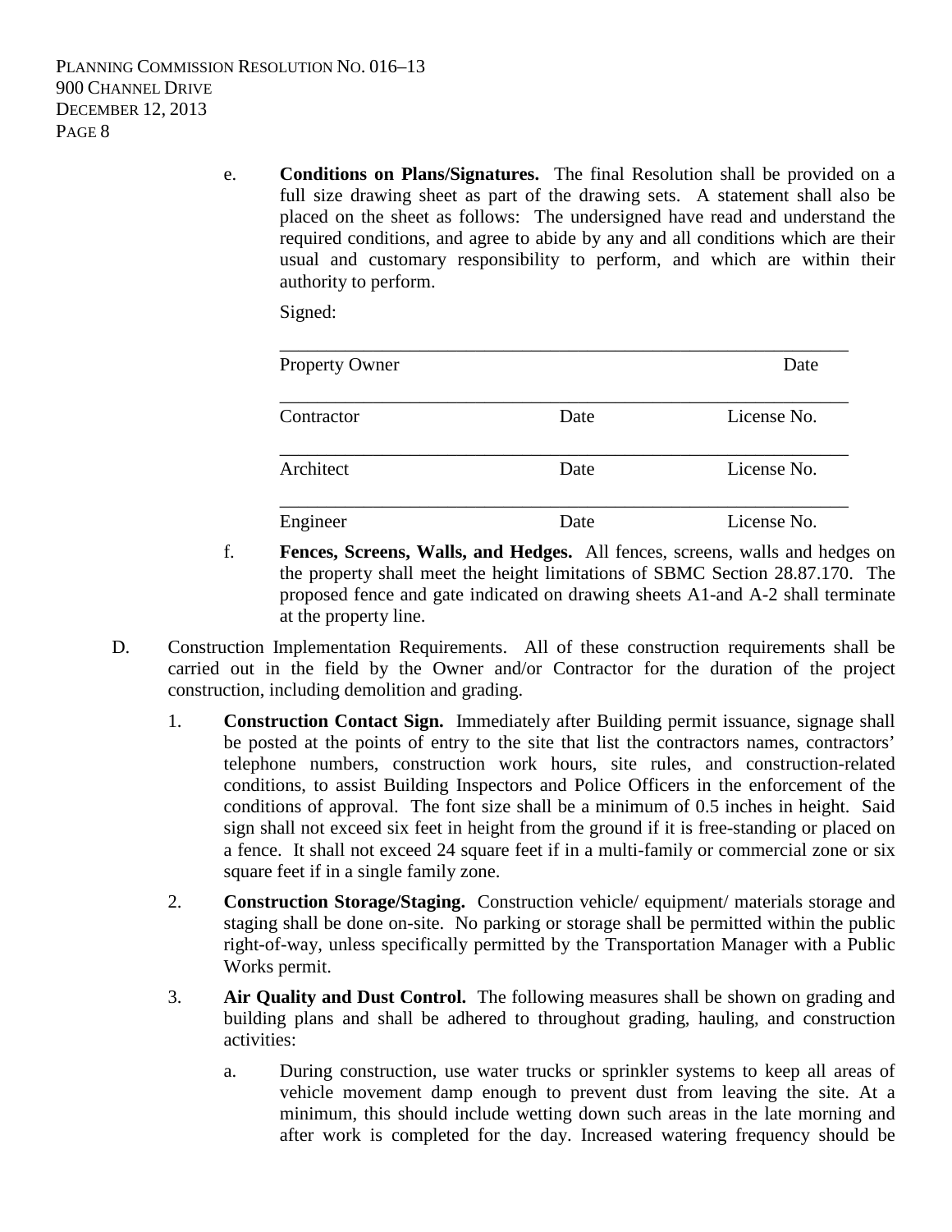e. **Conditions on Plans/Signatures.** The final Resolution shall be provided on a full size drawing sheet as part of the drawing sets. A statement shall also be placed on the sheet as follows: The undersigned have read and understand the required conditions, and agree to abide by any and all conditions which are their usual and customary responsibility to perform, and which are within their authority to perform.

Signed:

| | | |
|---|---|---|
| Property Owner | | Date |
| Contractor | Date | License No. |
| Architect | Date | License No. |
| Engineer | Date | License No. |

f. **Fences, Screens, Walls, and Hedges.** All fences, screens, walls and hedges on the property shall meet the height limitations of SBMC Section 28.87.170. The proposed fence and gate indicated on drawing sheets A1-and A-2 shall terminate at the property line.

D. Construction Implementation Requirements. All of these construction requirements shall be carried out in the field by the Owner and/or Contractor for the duration of the project construction, including demolition and grading.

1. **Construction Contact Sign.** Immediately after Building permit issuance, signage shall be posted at the points of entry to the site that list the contractors names, contractors' telephone numbers, construction work hours, site rules, and construction-related conditions, to assist Building Inspectors and Police Officers in the enforcement of the conditions of approval. The font size shall be a minimum of 0.5 inches in height. Said sign shall not exceed six feet in height from the ground if it is free-standing or placed on a fence. It shall not exceed 24 square feet if in a multi-family or commercial zone or six square feet if in a single family zone.

2. **Construction Storage/Staging.** Construction vehicle/ equipment/ materials storage and staging shall be done on-site. No parking or storage shall be permitted within the public right-of-way, unless specifically permitted by the Transportation Manager with a Public Works permit.

3. **Air Quality and Dust Control.** The following measures shall be shown on grading and building plans and shall be adhered to throughout grading, hauling, and construction activities:

   a. During construction, use water trucks or sprinkler systems to keep all areas of vehicle movement damp enough to prevent dust from leaving the site. At a minimum, this should include wetting down such areas in the late morning and after work is completed for the day. Increased watering frequency should be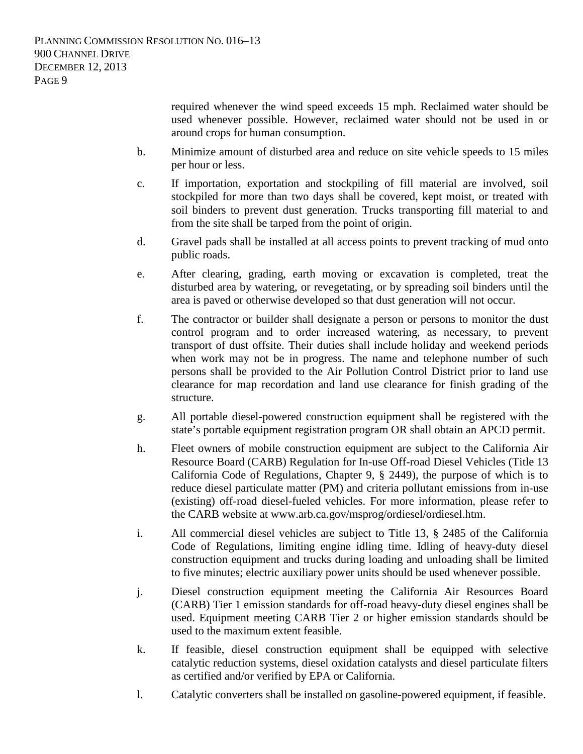required whenever the wind speed exceeds 15 mph. Reclaimed water should be used whenever possible. However, reclaimed water should not be used in or around crops for human consumption.

b. Minimize amount of disturbed area and reduce on site vehicle speeds to 15 miles per hour or less.

c. If importation, exportation and stockpiling of fill material are involved, soil stockpiled for more than two days shall be covered, kept moist, or treated with soil binders to prevent dust generation. Trucks transporting fill material to and from the site shall be tarped from the point of origin.

d. Gravel pads shall be installed at all access points to prevent tracking of mud onto public roads.

e. After clearing, grading, earth moving or excavation is completed, treat the disturbed area by watering, or revegetating, or by spreading soil binders until the area is paved or otherwise developed so that dust generation will not occur.

f. The contractor or builder shall designate a person or persons to monitor the dust control program and to order increased watering, as necessary, to prevent transport of dust offsite. Their duties shall include holiday and weekend periods when work may not be in progress. The name and telephone number of such persons shall be provided to the Air Pollution Control District prior to land use clearance for map recordation and land use clearance for finish grading of the structure.

g. All portable diesel-powered construction equipment shall be registered with the state's portable equipment registration program OR shall obtain an APCD permit.

h. Fleet owners of mobile construction equipment are subject to the California Air Resource Board (CARB) Regulation for In-use Off-road Diesel Vehicles (Title 13 California Code of Regulations, Chapter 9, § 2449), the purpose of which is to reduce diesel particulate matter (PM) and criteria pollutant emissions from in-use (existing) off-road diesel-fueled vehicles. For more information, please refer to the CARB website at www.arb.ca.gov/msprog/ordiesel/ordiesel.htm.

i. All commercial diesel vehicles are subject to Title 13, § 2485 of the California Code of Regulations, limiting engine idling time. Idling of heavy-duty diesel construction equipment and trucks during loading and unloading shall be limited to five minutes; electric auxiliary power units should be used whenever possible.

j. Diesel construction equipment meeting the California Air Resources Board (CARB) Tier 1 emission standards for off-road heavy-duty diesel engines shall be used. Equipment meeting CARB Tier 2 or higher emission standards should be used to the maximum extent feasible.

k. If feasible, diesel construction equipment shall be equipped with selective catalytic reduction systems, diesel oxidation catalysts and diesel particulate filters as certified and/or verified by EPA or California.

l. Catalytic converters shall be installed on gasoline-powered equipment, if feasible.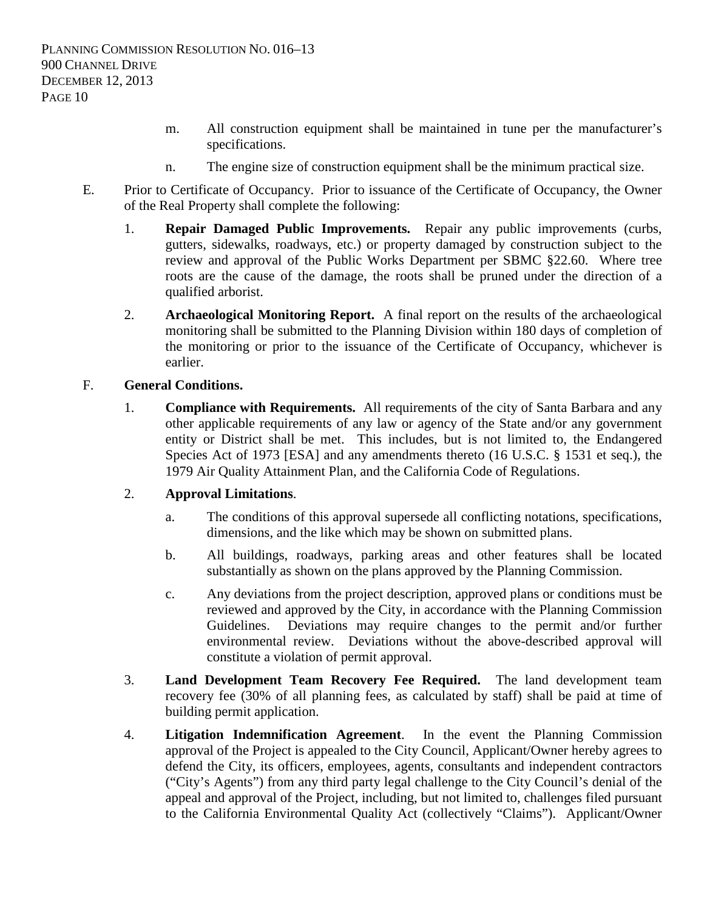m. All construction equipment shall be maintained in tune per the manufacturer's specifications.

n. The engine size of construction equipment shall be the minimum practical size.

E. Prior to Certificate of Occupancy. Prior to issuance of the Certificate of Occupancy, the Owner of the Real Property shall complete the following:

1. **Repair Damaged Public Improvements.** Repair any public improvements (curbs, gutters, sidewalks, roadways, etc.) or property damaged by construction subject to the review and approval of the Public Works Department per SBMC §22.60. Where tree roots are the cause of the damage, the roots shall be pruned under the direction of a qualified arborist.

2. **Archaeological Monitoring Report.** A final report on the results of the archaeological monitoring shall be submitted to the Planning Division within 180 days of completion of the monitoring or prior to the issuance of the Certificate of Occupancy, whichever is earlier.

F. **General Conditions.**

1. **Compliance with Requirements.** All requirements of the city of Santa Barbara and any other applicable requirements of any law or agency of the State and/or any government entity or District shall be met. This includes, but is not limited to, the Endangered Species Act of 1973 [ESA] and any amendments thereto (16 U.S.C. § 1531 et seq.), the 1979 Air Quality Attainment Plan, and the California Code of Regulations.

2. **Approval Limitations**.

   a. The conditions of this approval supersede all conflicting notations, specifications, dimensions, and the like which may be shown on submitted plans.

   b. All buildings, roadways, parking areas and other features shall be located substantially as shown on the plans approved by the Planning Commission.

   c. Any deviations from the project description, approved plans or conditions must be reviewed and approved by the City, in accordance with the Planning Commission Guidelines. Deviations may require changes to the permit and/or further environmental review. Deviations without the above-described approval will constitute a violation of permit approval.

3. **Land Development Team Recovery Fee Required.** The land development team recovery fee (30% of all planning fees, as calculated by staff) shall be paid at time of building permit application.

4. **Litigation Indemnification Agreement**. In the event the Planning Commission approval of the Project is appealed to the City Council, Applicant/Owner hereby agrees to defend the City, its officers, employees, agents, consultants and independent contractors ("City's Agents") from any third party legal challenge to the City Council's denial of the appeal and approval of the Project, including, but not limited to, challenges filed pursuant to the California Environmental Quality Act (collectively "Claims"). Applicant/Owner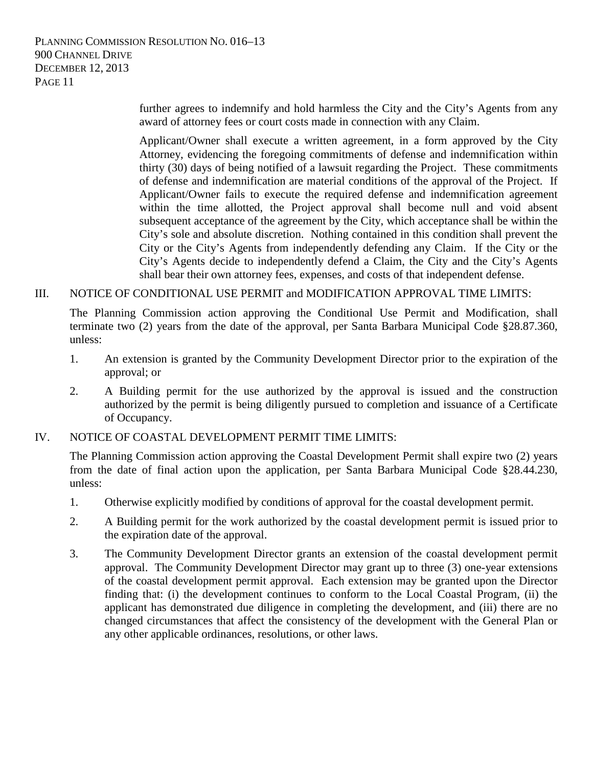further agrees to indemnify and hold harmless the City and the City's Agents from any award of attorney fees or court costs made in connection with any Claim.

Applicant/Owner shall execute a written agreement, in a form approved by the City Attorney, evidencing the foregoing commitments of defense and indemnification within thirty (30) days of being notified of a lawsuit regarding the Project. These commitments of defense and indemnification are material conditions of the approval of the Project. If Applicant/Owner fails to execute the required defense and indemnification agreement within the time allotted, the Project approval shall become null and void absent subsequent acceptance of the agreement by the City, which acceptance shall be within the City's sole and absolute discretion. Nothing contained in this condition shall prevent the City or the City's Agents from independently defending any Claim. If the City or the City's Agents decide to independently defend a Claim, the City and the City's Agents shall bear their own attorney fees, expenses, and costs of that independent defense.

## III. NOTICE OF CONDITIONAL USE PERMIT and MODIFICATION APPROVAL TIME LIMITS:

The Planning Commission action approving the Conditional Use Permit and Modification, shall terminate two (2) years from the date of the approval, per Santa Barbara Municipal Code §28.87.360, unless:

1. An extension is granted by the Community Development Director prior to the expiration of the approval; or
2. A Building permit for the use authorized by the approval is issued and the construction authorized by the permit is being diligently pursued to completion and issuance of a Certificate of Occupancy.

## IV. NOTICE OF COASTAL DEVELOPMENT PERMIT TIME LIMITS:

The Planning Commission action approving the Coastal Development Permit shall expire two (2) years from the date of final action upon the application, per Santa Barbara Municipal Code §28.44.230, unless:

1. Otherwise explicitly modified by conditions of approval for the coastal development permit.
2. A Building permit for the work authorized by the coastal development permit is issued prior to the expiration date of the approval.
3. The Community Development Director grants an extension of the coastal development permit approval. The Community Development Director may grant up to three (3) one-year extensions of the coastal development permit approval. Each extension may be granted upon the Director finding that: (i) the development continues to conform to the Local Coastal Program, (ii) the applicant has demonstrated due diligence in completing the development, and (iii) there are no changed circumstances that affect the consistency of the development with the General Plan or any other applicable ordinances, resolutions, or other laws.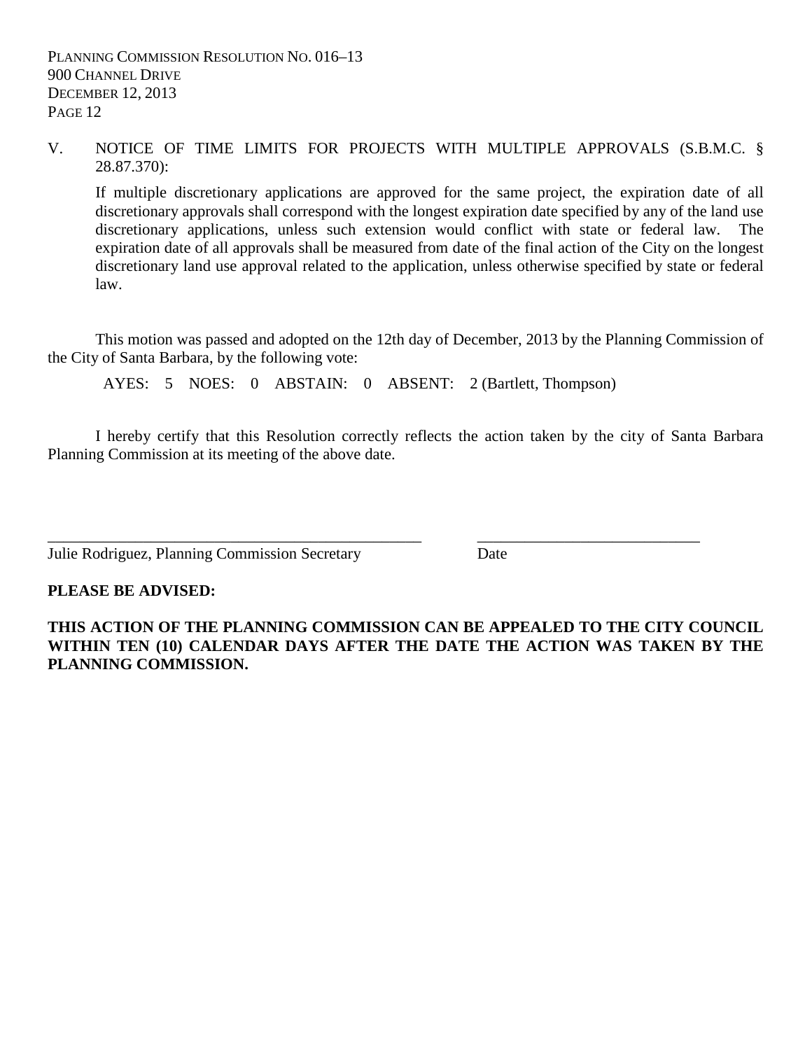V. NOTICE OF TIME LIMITS FOR PROJECTS WITH MULTIPLE APPROVALS (S.B.M.C. § 28.87.370):

If multiple discretionary applications are approved for the same project, the expiration date of all discretionary approvals shall correspond with the longest expiration date specified by any of the land use discretionary applications, unless such extension would conflict with state or federal law. The expiration date of all approvals shall be measured from date of the final action of the City on the longest discretionary land use approval related to the application, unless otherwise specified by state or federal law.

This motion was passed and adopted on the 12th day of December, 2013 by the Planning Commission of the City of Santa Barbara, by the following vote:

AYES: 5 NOES: 0 ABSTAIN: 0 ABSENT: 2 (Bartlett, Thompson)

I hereby certify that this Resolution correctly reflects the action taken by the city of Santa Barbara Planning Commission at its meeting of the above date.

\_\_\_\_\_\_\_\_\_\_\_\_\_\_\_\_\_\_\_\_\_\_\_\_\_\_\_\_\_\_\_\_\_\_\_\_\_\_\_\_\_\_\_\_ \_\_\_\_\_\_\_\_\_\_\_\_\_\_\_\_\_\_\_\_\_\_\_\_\_\_\_\_

Julie Rodriguez, Planning Commission Secretary Date

**PLEASE BE ADVISED:**

**THIS ACTION OF THE PLANNING COMMISSION CAN BE APPEALED TO THE CITY COUNCIL WITHIN TEN (10) CALENDAR DAYS AFTER THE DATE THE ACTION WAS TAKEN BY THE PLANNING COMMISSION.**